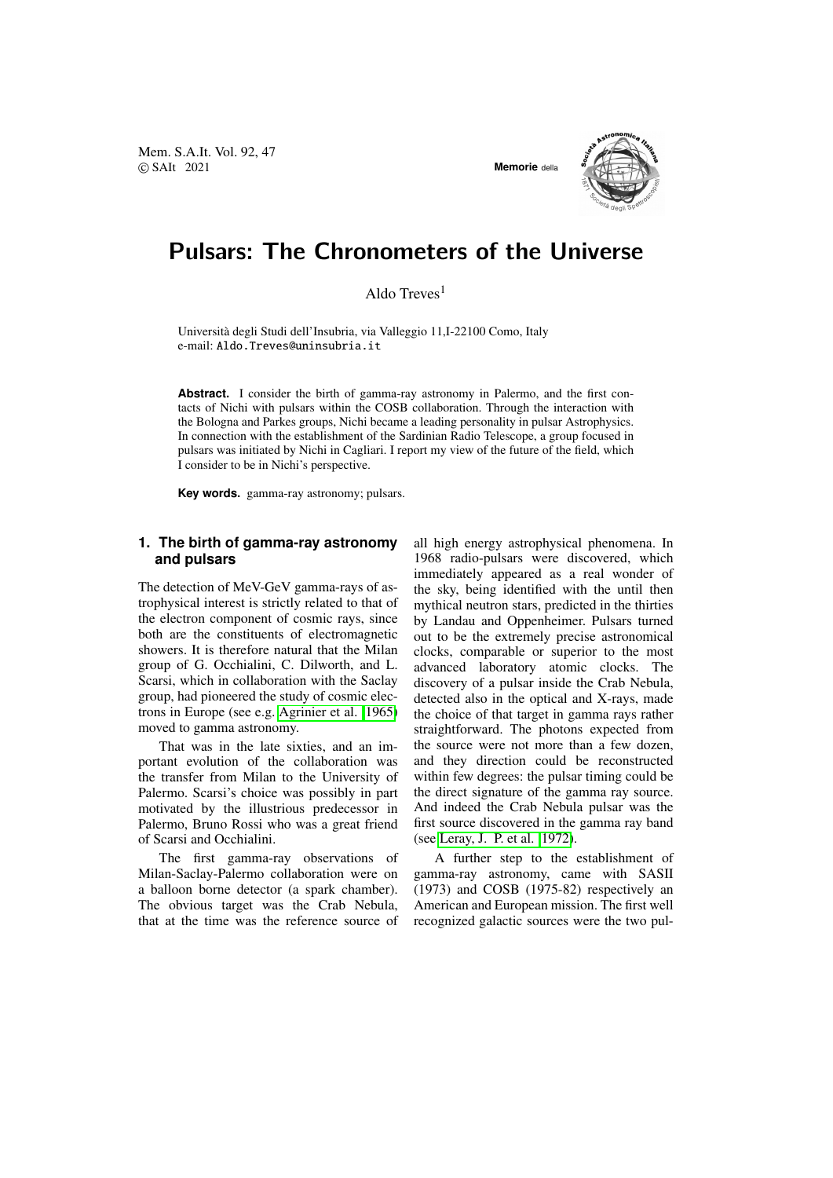# Pulsars: The Chronometers of the Universe

Aldo Treves[1]

Università degli Studi dell'Insubria, via Valleggio 11,I-22100 Como, Italy
e-mail: Aldo.Treves@uninsubria.it

**Abstract.** I consider the birth of gamma-ray astronomy in Palermo, and the first contacts of Nichi with pulsars within the COSB collaboration. Through the interaction with the Bologna and Parkes groups, Nichi became a leading personality in pulsar Astrophysics. In connection with the establishment of the Sardinian Radio Telescope, a group focused in pulsars was initiated by Nichi in Cagliari. I report my view of the future of the field, which I consider to be in Nichi's perspective.

**Key words.** gamma-ray astronomy; pulsars.

## 1. The birth of gamma-ray astronomy and pulsars

The detection of MeV-GeV gamma-rays of astrophysical interest is strictly related to that of the electron component of cosmic rays, since both are the constituents of electromagnetic showers. It is therefore natural that the Milan group of G. Occhialini, C. Dilworth, and L. Scarsi, which in collaboration with the Saclay group, had pioneered the study of cosmic electrons in Europe (see e.g. Agrinier et al. 1965) moved to gamma astronomy.

That was in the late sixties, and an important evolution of the collaboration was the transfer from Milan to the University of Palermo. Scarsi's choice was possibly in part motivated by the illustrious predecessor in Palermo, Bruno Rossi who was a great friend of Scarsi and Occhialini.

The first gamma-ray observations of Milan-Saclay-Palermo collaboration were on a balloon borne detector (a spark chamber). The obvious target was the Crab Nebula, that at the time was the reference source of all high energy astrophysical phenomena. In 1968 radio-pulsars were discovered, which immediately appeared as a real wonder of the sky, being identified with the until then mythical neutron stars, predicted in the thirties by Landau and Oppenheimer. Pulsars turned out to be the extremely precise astronomical clocks, comparable or superior to the most advanced laboratory atomic clocks. The discovery of a pulsar inside the Crab Nebula, detected also in the optical and X-rays, made the choice of that target in gamma rays rather straightforward. The photons expected from the source were not more than a few dozen, and they direction could be reconstructed within few degrees: the pulsar timing could be the direct signature of the gamma ray source. And indeed the Crab Nebula pulsar was the first source discovered in the gamma ray band (see Leray, J. P. et al. 1972).

A further step to the establishment of gamma-ray astronomy, came with SASII (1973) and COSB (1975-82) respectively an American and European mission. The first well recognized galactic sources were the two pul-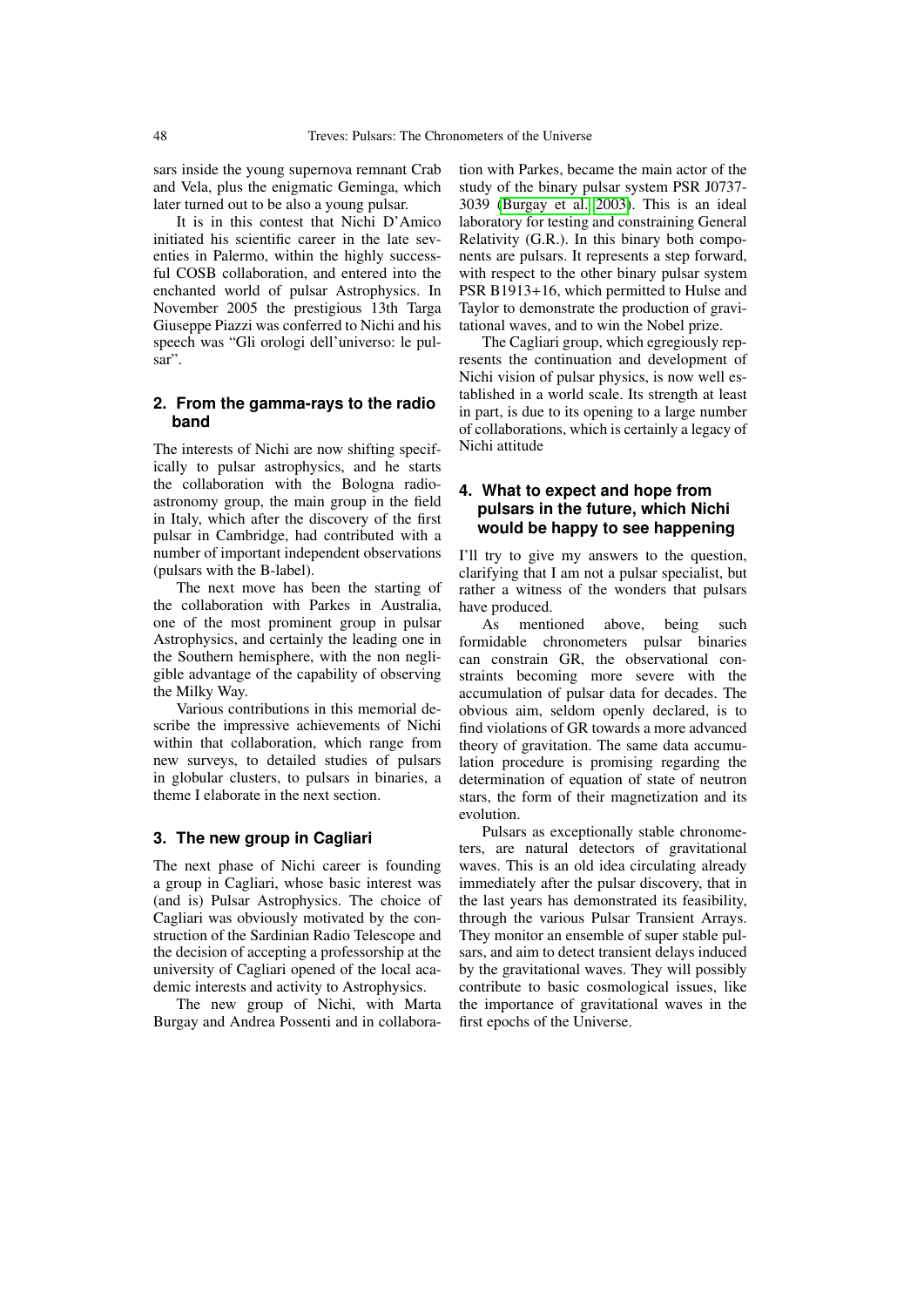sars inside the young supernova remnant Crab and Vela, plus the enigmatic Geminga, which later turned out to be also a young pulsar.

It is in this contest that Nichi D'Amico initiated his scientific career in the late seventies in Palermo, within the highly successful COSB collaboration, and entered into the enchanted world of pulsar Astrophysics. In November 2005 the prestigious 13th Targa Giuseppe Piazzi was conferred to Nichi and his speech was "Gli orologi dell'universo: le pulsar".

## 2. From the gamma-rays to the radio band

The interests of Nichi are now shifting specifically to pulsar astrophysics, and he starts the collaboration with the Bologna radioastronomy group, the main group in the field in Italy, which after the discovery of the first pulsar in Cambridge, had contributed with a number of important independent observations (pulsars with the B-label).

The next move has been the starting of the collaboration with Parkes in Australia, one of the most prominent group in pulsar Astrophysics, and certainly the leading one in the Southern hemisphere, with the non negligible advantage of the capability of observing the Milky Way.

Various contributions in this memorial describe the impressive achievements of Nichi within that collaboration, which range from new surveys, to detailed studies of pulsars in globular clusters, to pulsars in binaries, a theme I elaborate in the next section.

## 3. The new group in Cagliari

The next phase of Nichi career is founding a group in Cagliari, whose basic interest was (and is) Pulsar Astrophysics. The choice of Cagliari was obviously motivated by the construction of the Sardinian Radio Telescope and the decision of accepting a professorship at the university of Cagliari opened of the local academic interests and activity to Astrophysics.

The new group of Nichi, with Marta Burgay and Andrea Possenti and in collaboration with Parkes, became the main actor of the study of the binary pulsar system PSR J0737-3039 (Burgay et al. 2003). This is an ideal laboratory for testing and constraining General Relativity (G.R.). In this binary both components are pulsars. It represents a step forward, with respect to the other binary pulsar system PSR B1913+16, which permitted to Hulse and Taylor to demonstrate the production of gravitational waves, and to win the Nobel prize.

The Cagliari group, which egregiously represents the continuation and development of Nichi vision of pulsar physics, is now well established in a world scale. Its strength at least in part, is due to its opening to a large number of collaborations, which is certainly a legacy of Nichi attitude

## 4. What to expect and hope from pulsars in the future, which Nichi would be happy to see happening

I'll try to give my answers to the question, clarifying that I am not a pulsar specialist, but rather a witness of the wonders that pulsars have produced.

As mentioned above, being such formidable chronometers pulsar binaries can constrain GR, the observational constraints becoming more severe with the accumulation of pulsar data for decades. The obvious aim, seldom openly declared, is to find violations of GR towards a more advanced theory of gravitation. The same data accumulation procedure is promising regarding the determination of equation of state of neutron stars, the form of their magnetization and its evolution.

Pulsars as exceptionally stable chronometers, are natural detectors of gravitational waves. This is an old idea circulating already immediately after the pulsar discovery, that in the last years has demonstrated its feasibility, through the various Pulsar Transient Arrays. They monitor an ensemble of super stable pulsars, and aim to detect transient delays induced by the gravitational waves. They will possibly contribute to basic cosmological issues, like the importance of gravitational waves in the first epochs of the Universe.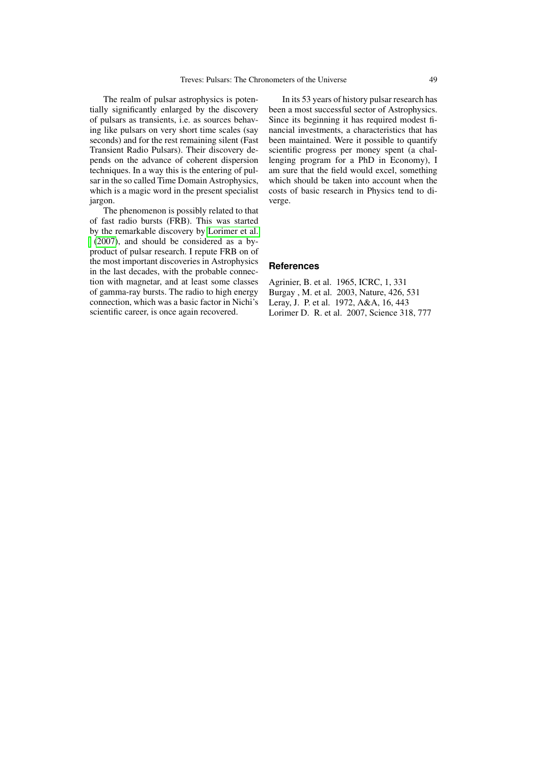The realm of pulsar astrophysics is potentially significantly enlarged by the discovery of pulsars as transients, i.e. as sources behaving like pulsars on very short time scales (say seconds) and for the rest remaining silent (Fast Transient Radio Pulsars). Their discovery depends on the advance of coherent dispersion techniques. In a way this is the entering of pulsar in the so called Time Domain Astrophysics, which is a magic word in the present specialist jargon.

The phenomenon is possibly related to that of fast radio bursts (FRB). This was started by the remarkable discovery by Lorimer et al. (2007), and should be considered as a byproduct of pulsar research. I repute FRB on of the most important discoveries in Astrophysics in the last decades, with the probable connection with magnetar, and at least some classes of gamma-ray bursts. The radio to high energy connection, which was a basic factor in Nichi's scientific career, is once again recovered.

In its 53 years of history pulsar research has been a most successful sector of Astrophysics. Since its beginning it has required modest financial investments, a characteristics that has been maintained. Were it possible to quantify scientific progress per money spent (a challenging program for a PhD in Economy), I am sure that the field would excel, something which should be taken into account when the costs of basic research in Physics tend to diverge.

## References

Agrinier, B. et al. 1965, ICRC, 1, 331

Burgay , M. et al. 2003, Nature, 426, 531

Leray, J. P. et al. 1972, A&A, 16, 443

Lorimer D. R. et al. 2007, Science 318, 777